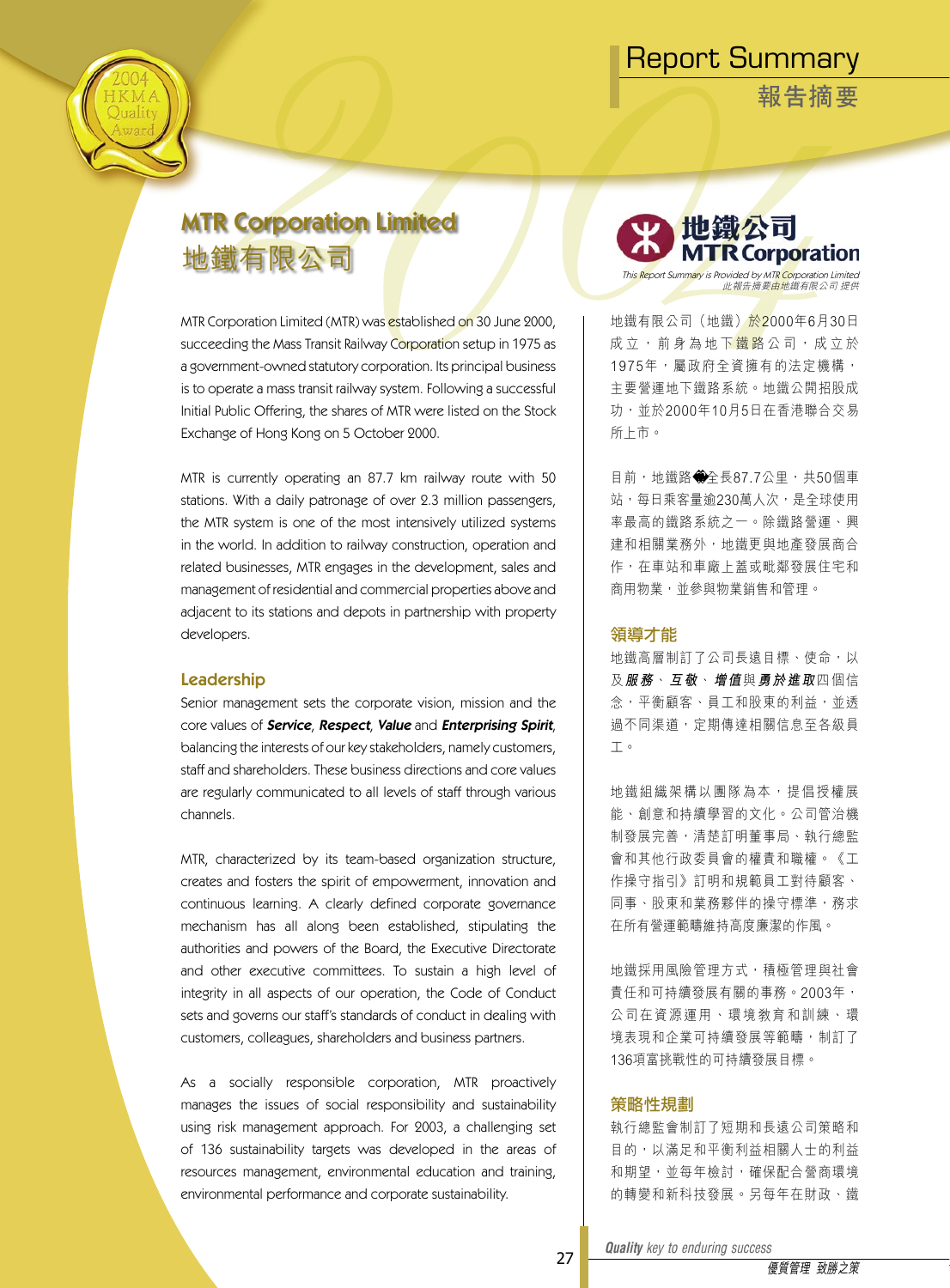# Report Summary

# 報告摘要

## MTR Corporation Limited
## 地鐵有限公司

地鐵公司 MTR Corporation

*This Report Summary is Provided by MTR Corporation Limited*
*此報告摘要由地鐵有限公司提供*

MTR Corporation Limited (MTR) was established on 30 June 2000, succeeding the Mass Transit Railway Corporation setup in 1975 as a government-owned statutory corporation. Its principal business is to operate a mass transit railway system. Following a successful Initial Public Offering, the shares of MTR were listed on the Stock Exchange of Hong Kong on 5 October 2000.

MTR is currently operating an 87.7 km railway route with 50 stations. With a daily patronage of over 2.3 million passengers, the MTR system is one of the most intensively utilized systems in the world. In addition to railway construction, operation and related businesses, MTR engages in the development, sales and management of residential and commercial properties above and adjacent to its stations and depots in partnership with property developers.

### Leadership

Senior management sets the corporate vision, mission and the core values of ***Service***, ***Respect***, ***Value*** and ***Enterprising Spirit***, balancing the interests of our key stakeholders, namely customers, staff and shareholders. These business directions and core values are regularly communicated to all levels of staff through various channels.

MTR, characterized by its team-based organization structure, creates and fosters the spirit of empowerment, innovation and continuous learning. A clearly defined corporate governance mechanism has all along been established, stipulating the authorities and powers of the Board, the Executive Directorate and other executive committees. To sustain a high level of integrity in all aspects of our operation, the Code of Conduct sets and governs our staff's standards of conduct in dealing with customers, colleagues, shareholders and business partners.

As a socially responsible corporation, MTR proactively manages the issues of social responsibility and sustainability using risk management approach. For 2003, a challenging set of 136 sustainability targets was developed in the areas of resources management, environmental education and training, environmental performance and corporate sustainability.

地鐵有限公司（地鐵）於2000年6月30日成立，前身為地下鐵路公司，成立於1975年，屬政府全資擁有的法定機構，主要營運地下鐵路系統。地鐵公開招股成功，並於2000年10月5日在香港聯合交易所上市。

目前，地鐵路綫全長87.7公里，共50個車站，每日乘客量逾230萬人次，是全球使用率最高的鐵路系統之一。除鐵路營運、興建和相關業務外，地鐵更與地產發展商合作，在車站和車廠上蓋或毗鄰發展住宅和商用物業，並參與物業銷售和管理。

### 領導才能

地鐵高層制訂了公司長遠目標、使命，以及***服務***、***互敬***、***增值***與***勇於進取***四個信念，平衡顧客、員工和股東的利益，並透過不同渠道，定期傳達相關信息至各級員工。

地鐵組織架構以團隊為本，提倡授權展能、創意和持續學習的文化。公司管治機制發展完善，清楚訂明董事局、執行總監會和其他行政委員會的權責和職權。《工作操守指引》訂明和規範員工對待顧客、同事、股東和業務夥伴的操守標準，務求在所有營運範疇維持高度廉潔的作風。

地鐵採用風險管理方式，積極管理與社會責任和可持續發展有關的事務。2003年，公司在資源運用、環境教育和訓練、環境表現和企業可持續發展等範疇，制訂了136項富挑戰性的可持續發展目標。

### 策略性規劃

執行總監會制訂了短期和長遠公司策略和目的，以滿足和平衡利益相關人士的利益和期望，並每年檢討，確保配合營商環境的轉變和新科技發展。另每年在財政、鐵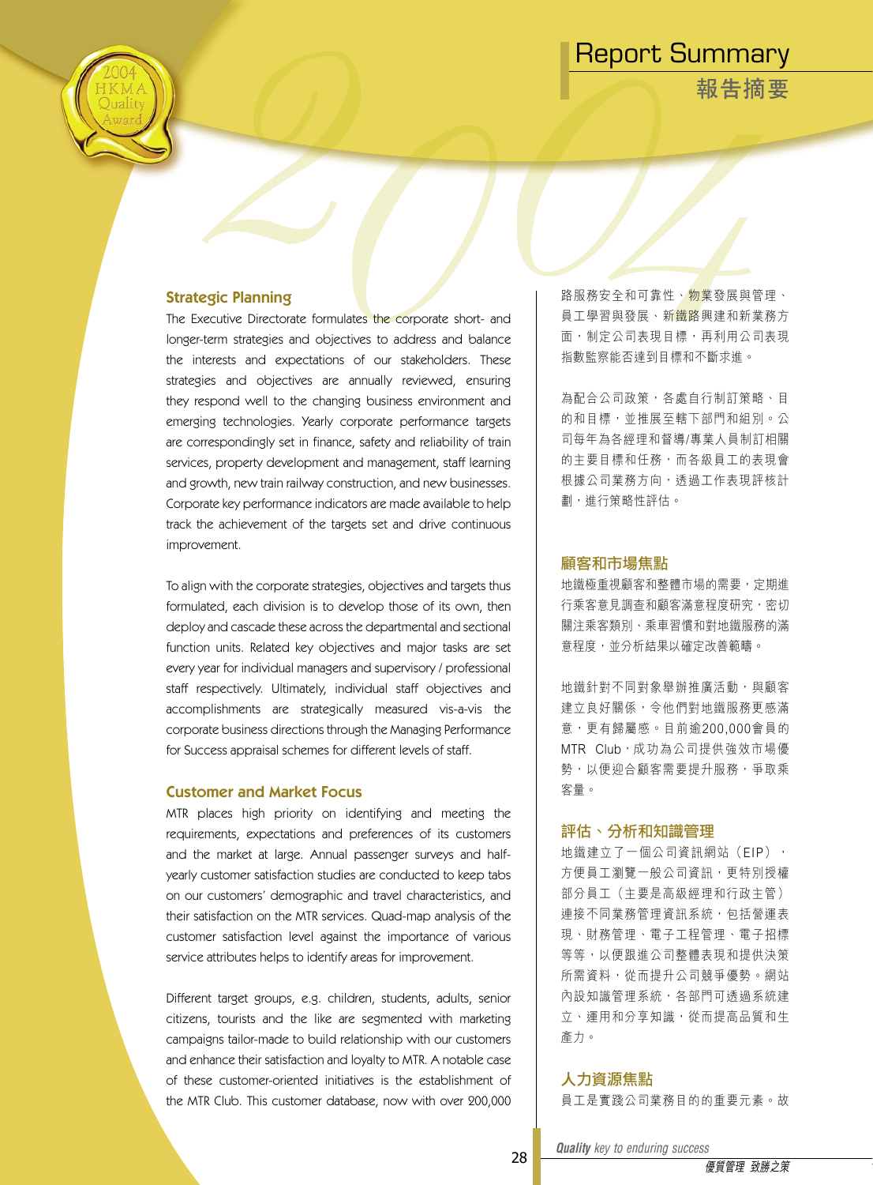## Strategic Planning

The Executive Directorate formulates the corporate short- and longer-term strategies and objectives to address and balance the interests and expectations of our stakeholders. These strategies and objectives are annually reviewed, ensuring they respond well to the changing business environment and emerging technologies. Yearly corporate performance targets are correspondingly set in finance, safety and reliability of train services, property development and management, staff learning and growth, new train railway construction, and new businesses. Corporate key performance indicators are made available to help track the achievement of the targets set and drive continuous improvement.

To align with the corporate strategies, objectives and targets thus formulated, each division is to develop those of its own, then deploy and cascade these across the departmental and sectional function units. Related key objectives and major tasks are set every year for individual managers and supervisory / professional staff respectively. Ultimately, individual staff objectives and accomplishments are strategically measured vis-a-vis the corporate business directions through the Managing Performance for Success appraisal schemes for different levels of staff.

## Customer and Market Focus

MTR places high priority on identifying and meeting the requirements, expectations and preferences of its customers and the market at large. Annual passenger surveys and half-yearly customer satisfaction studies are conducted to keep tabs on our customers' demographic and travel characteristics, and their satisfaction on the MTR services. Quad-map analysis of the customer satisfaction level against the importance of various service attributes helps to identify areas for improvement.

Different target groups, e.g. children, students, adults, senior citizens, tourists and the like are segmented with marketing campaigns tailor-made to build relationship with our customers and enhance their satisfaction and loyalty to MTR. A notable case of these customer-oriented initiatives is the establishment of the MTR Club. This customer database, now with over 200,000

路服務安全和可靠性、物業發展與管理、員工學習與發展、新鐵路興建和新業務方面，制定公司表現目標，再利用公司表現指數監察能否達到目標和不斷求進。

為配合公司政策，各處自行制訂策略、目的和目標，並推展至轄下部門和組別。公司每年為各經理和督導/專業人員制訂相關的主要目標和任務，而各級員工的表現會根據公司業務方向，透過工作表現評核計劃，進行策略性評估。

## 顧客和市場焦點

地鐵極重視顧客和整體市場的需要，定期進行乘客意見調查和顧客滿意程度研究，密切關注乘客類別、乘車習慣和對地鐵服務的滿意程度，並分析結果以確定改善範疇。

地鐵針對不同對象舉辦推廣活動，與顧客建立良好關係，令他們對地鐵服務更感滿意，更有歸屬感。目前逾200,000會員的MTR Club，成功為公司提供強效市場優勢，以便迎合顧客需要提升服務，爭取乘客量。

## 評估、分析和知識管理

地鐵建立了一個公司資訊網站（EIP），方便員工瀏覽一般公司資訊，更特別授權部分員工（主要是高級經理和行政主管）連接不同業務管理資訊系統，包括營運表現、財務管理、電子工程管理、電子招標等等，以便跟進公司整體表現和提供決策所需資料，從而提升公司競爭優勢。網站內設知識管理系統，各部門可透過系統建立、運用和分享知識，從而提高品質和生產力。

## 人力資源焦點

員工是實踐公司業務目的的重要元素。故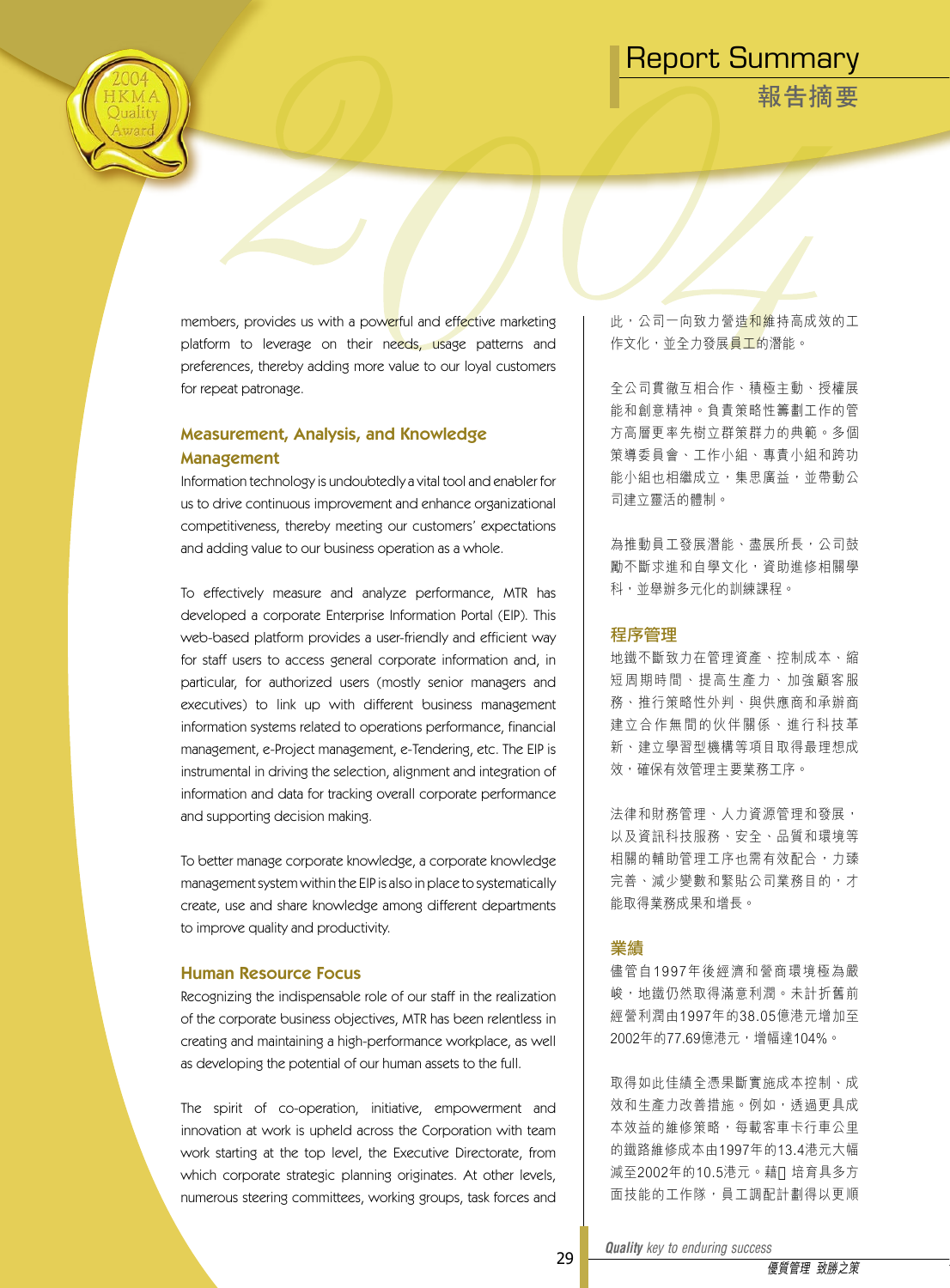members, provides us with a powerful and effective marketing platform to leverage on their needs, usage patterns and preferences, thereby adding more value to our loyal customers for repeat patronage.

### Measurement, Analysis, and Knowledge Management

Information technology is undoubtedly a vital tool and enabler for us to drive continuous improvement and enhance organizational competitiveness, thereby meeting our customers' expectations and adding value to our business operation as a whole.

To effectively measure and analyze performance, MTR has developed a corporate Enterprise Information Portal (EIP). This web-based platform provides a user-friendly and efficient way for staff users to access general corporate information and, in particular, for authorized users (mostly senior managers and executives) to link up with different business management information systems related to operations performance, financial management, e-Project management, e-Tendering, etc. The EIP is instrumental in driving the selection, alignment and integration of information and data for tracking overall corporate performance and supporting decision making.

To better manage corporate knowledge, a corporate knowledge management system within the EIP is also in place to systematically create, use and share knowledge among different departments to improve quality and productivity.

### Human Resource Focus

Recognizing the indispensable role of our staff in the realization of the corporate business objectives, MTR has been relentless in creating and maintaining a high-performance workplace, as well as developing the potential of our human assets to the full.

The spirit of co-operation, initiative, empowerment and innovation at work is upheld across the Corporation with team work starting at the top level, the Executive Directorate, from which corporate strategic planning originates. At other levels, numerous steering committees, working groups, task forces and

此，公司一向致力營造和維持高成效的工作文化，並全力發展員工的潛能。

全公司貫徹互相合作、積極主動、授權展能和創意精神。負責策略性籌劃工作的管方高層更率先樹立群策群力的典範。多個策導委員會、工作小組、專責小組和跨功能小組也相繼成立，集思廣益，並帶動公司建立靈活的體制。

為推動員工發展潛能、盡展所長，公司鼓勵不斷求進和自學文化，資助進修相關學科，並舉辦多元化的訓練課程。

### 程序管理

地鐵不斷致力在管理資產、控制成本、縮短周期時間、提高生產力、加強顧客服務、推行策略性外判、與供應商和承辦商建立合作無間的伙伴關係、進行科技革新、建立學習型機構等項目取得最理想成效，確保有效管理主要業務工序。

法律和財務管理、人力資源管理和發展，以及資訊科技服務、安全、品質和環境等相關的輔助管理工序也需有效配合，力臻完善、減少變數和緊貼公司業務目的，才能取得業務成果和增長。

### 業績

儘管自1997年後經濟和營商環境極為嚴峻，地鐵仍然取得滿意利潤。未計折舊前經營利潤由1997年的38.05億港元增加至2002年的77.69億港元，增幅達104%。

取得如此佳績全憑果斷實施成本控制、成效和生產力改善措施。例如，透過更具成本效益的維修策略，每載客車卡行車公里的鐵路維修成本由1997年的13.4港元大幅減至2002年的10.5港元。藉▯培育具多方面技能的工作隊，員工調配計劃得以更順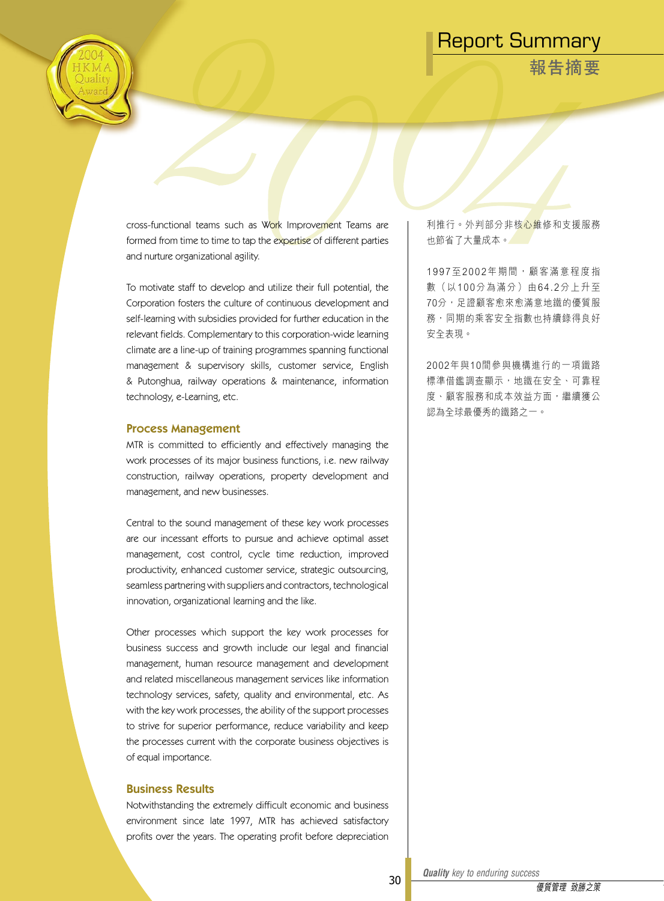cross-functional teams such as Work Improvement Teams are formed from time to time to tap the expertise of different parties and nurture organizational agility.

To motivate staff to develop and utilize their full potential, the Corporation fosters the culture of continuous development and self-learning with subsidies provided for further education in the relevant fields. Complementary to this corporation-wide learning climate are a line-up of training programmes spanning functional management & supervisory skills, customer service, English & Putonghua, railway operations & maintenance, information technology, e-Learning, etc.

### Process Management

MTR is committed to efficiently and effectively managing the work processes of its major business functions, i.e. new railway construction, railway operations, property development and management, and new businesses.

Central to the sound management of these key work processes are our incessant efforts to pursue and achieve optimal asset management, cost control, cycle time reduction, improved productivity, enhanced customer service, strategic outsourcing, seamless partnering with suppliers and contractors, technological innovation, organizational learning and the like.

Other processes which support the key work processes for business success and growth include our legal and financial management, human resource management and development and related miscellaneous management services like information technology services, safety, quality and environmental, etc. As with the key work processes, the ability of the support processes to strive for superior performance, reduce variability and keep the processes current with the corporate business objectives is of equal importance.

### Business Results

Notwithstanding the extremely difficult economic and business environment since late 1997, MTR has achieved satisfactory profits over the years. The operating profit before depreciation

利推行。外判部分非核心維修和支援服務也節省了大量成本。

1997至2002年期間，顧客滿意程度指數（以100分為滿分）由64.2分上升至70分，足證顧客愈來愈滿意地鐵的優質服務，同期的乘客安全指數也持續錄得良好安全表現。

2002年與10間參與機構進行的一項鐵路標準借鑑調查顯示，地鐵在安全、可靠程度、顧客服務和成本效益方面，繼續獲公認為全球最優秀的鐵路之一。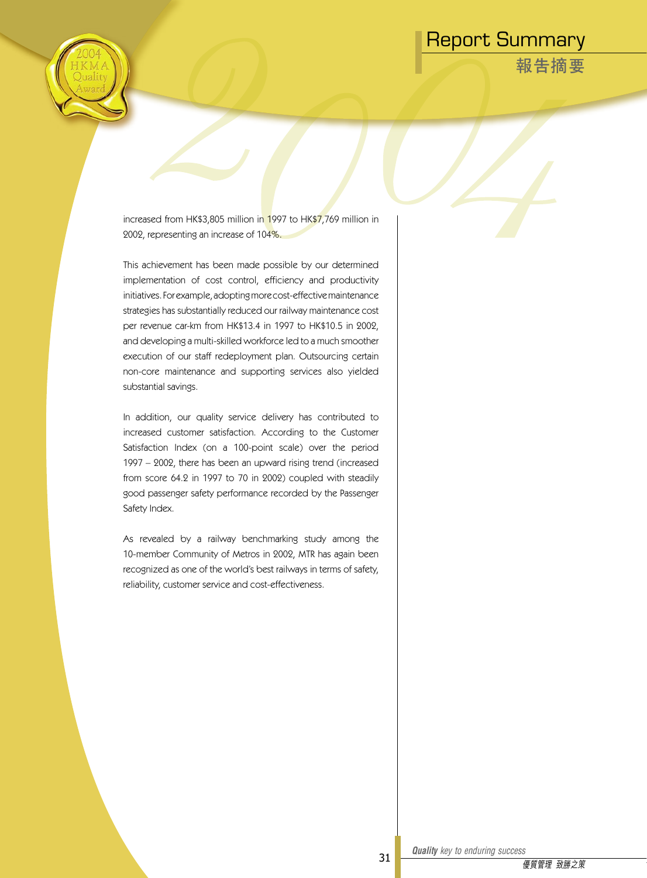increased from HK$3,805 million in 1997 to HK$7,769 million in 2002, representing an increase of 104%.

This achievement has been made possible by our determined implementation of cost control, efficiency and productivity initiatives. For example, adopting more cost-effective maintenance strategies has substantially reduced our railway maintenance cost per revenue car-km from HK$13.4 in 1997 to HK$10.5 in 2002, and developing a multi-skilled workforce led to a much smoother execution of our staff redeployment plan. Outsourcing certain non-core maintenance and supporting services also yielded substantial savings.

In addition, our quality service delivery has contributed to increased customer satisfaction. According to the Customer Satisfaction Index (on a 100-point scale) over the period 1997 – 2002, there has been an upward rising trend (increased from score 64.2 in 1997 to 70 in 2002) coupled with steadily good passenger safety performance recorded by the Passenger Safety Index.

As revealed by a railway benchmarking study among the 10-member Community of Metros in 2002, MTR has again been recognized as one of the world's best railways in terms of safety, reliability, customer service and cost-effectiveness.